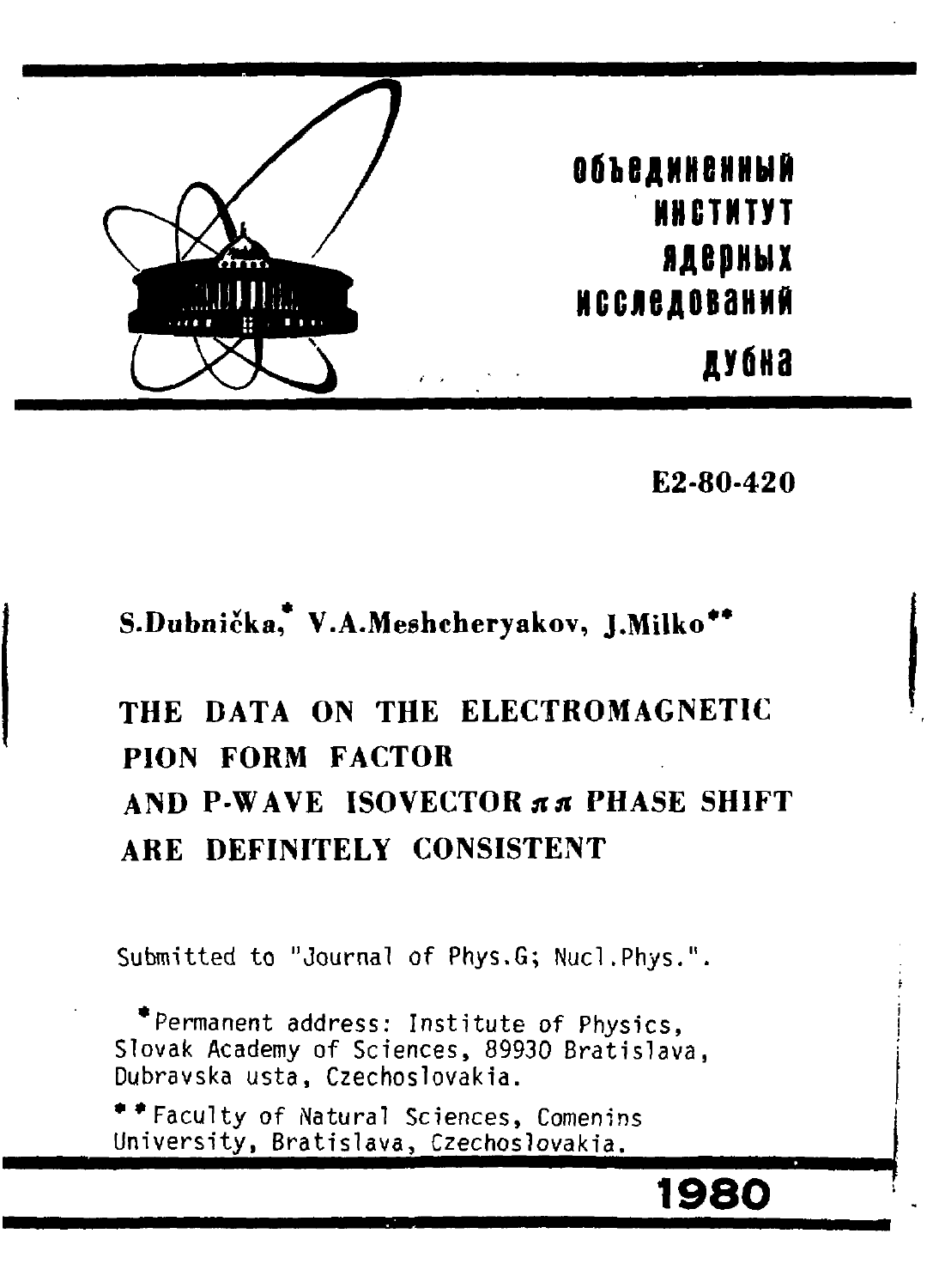объединенный
институт
ядерных
исследований
дубна

E2-80-420

**S.Dubnička,[*] V.A.Meshcheryakov, J.Milko[**]**

# THE DATA ON THE ELECTROMAGNETIC PION FORM FACTOR AND P-WAVE ISOVECTOR $\pi\pi$ PHASE SHIFT ARE DEFINITELY CONSISTENT

Submitted to "Journal of Phys.G; Nucl.Phys.".

[*] Permanent address: Institute of Physics, Slovak Academy of Sciences, 89930 Bratislava, Dubravska usta, Czechoslovakia.

[**] Faculty of Natural Sciences, Comenins University, Bratislava, Czechoslovakia.

1980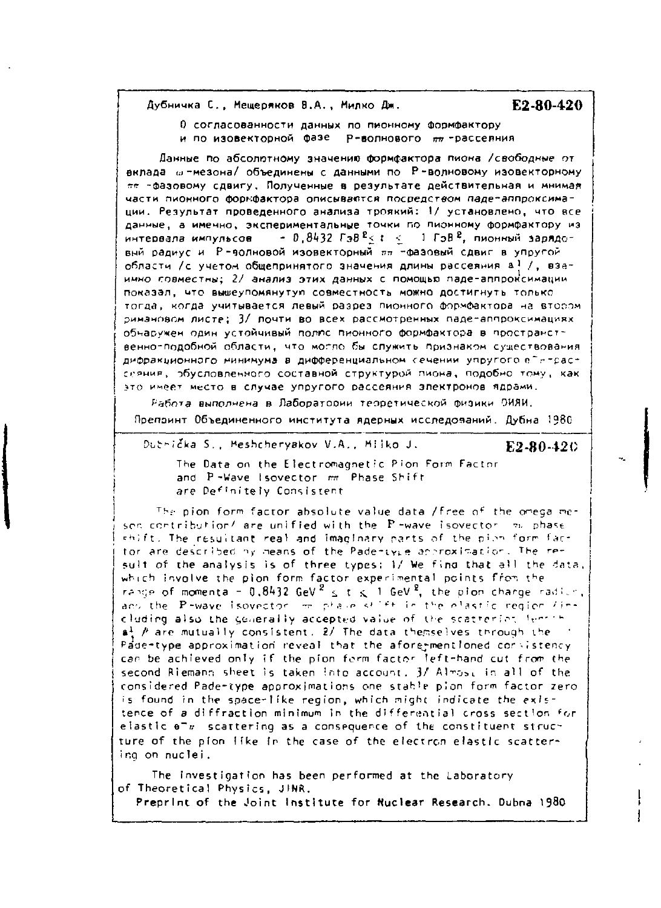Дубничка С., Мещеряков В.А., Милко Дж.

**E2-80-420**

О согласованности данных по пионному формфактору и по изовекторной фазе P-волнового $\pi\pi$-рассеяния

Данные по абсолютному значению формфактора пиона /свободные от вклада $\omega$-мезона/ объединены с данными по P-волновому изовекторному $\pi\pi$-фазовому сдвигу. Полученные в результате действительная и мнимая части пионного формфактора описываются посредством паде-аппроксимации. Результат проведенного анализа трояких: 1/ установлено, что все данные, а именно, экспериментальные точки по пионному формфактору из интервала импульсов $-0,8432$ ГэВ$^2 \leq t \leq 1$ ГэВ$^2$, пионный зарядовый радиус и P-волновой изовекторный $\pi\pi$-фазовый сдвиг в упругой области /с учетом общепринятого значения длины рассеяния $a_1^1$/, взаимно совместны; 2/ анализ этих данных с помощью паде-аппроксимации показал, что вышеупомянутую совместность можно достигнуть только тогда, когда учитывается левый разрез пионного формфактора на втором римановом листе; 3/ почти во всех рассмотренных паде-аппроксимациях обнаружен один устойчивый полюс пионного формфактора в пространственно-подобной области, что могло бы служить признаком существования дифракционного минимума в дифференциальном сечении упругого $e^-\pi$-рассеяния, обусловленного составной структурой пиона, подобно тому, как это имеет место в случае упругого рассеяния электронов ядрами.

*Работа выполнена в Лаборатории теоретической физики ОИЯИ.*

Препринт Объединенного института ядерных исследований. Дубна 1980

---

Dubnička S., Meshcheryakov V.A., Milko J.

**E2-80-420**

The Data on the Electromagnetic Pion Form Factor and P-Wave Isovector $\pi\pi$ Phase Shift are Definitely Consistent

The pion form factor absolute value data /free of the omega meson contribution/ are unified with the P-wave isovector $\pi\pi$ phase shift. The resultant real and imaginary parts of the pion form factor are described by means of the Pade-type approximation. The result of the analysis is of three types: 1/ We find that all the data, which involve the pion form factor experimental points from the range of momenta $-0.8432$ GeV$^2 \leq t \leq 1$ GeV$^2$, the pion charge radius, and the P-wave isovector $\pi\pi$ phase shift in the elastic region /including also the generally accepted value of the scattering length $a_1^1$/ are mutually consistent. 2/ The data themselves through the Pade-type approximation reveal that the aforementioned consistency can be achieved only if the pion form factor left-hand cut from the second Riemann sheet is taken into account. 3/ Almost in all of the considered Pade-type approximations one stable pion form factor zero is found in the space-like region, which might indicate the existence of a diffraction minimum in the differential cross section for elastic $e^-\pi$ scattering as a consequence of the constituent structure of the pion like in the case of the electron elastic scattering on nuclei.

The investigation has been performed at the Laboratory of Theoretical Physics, JINR.

Preprint of the Joint Institute for Nuclear Research. Dubna 1980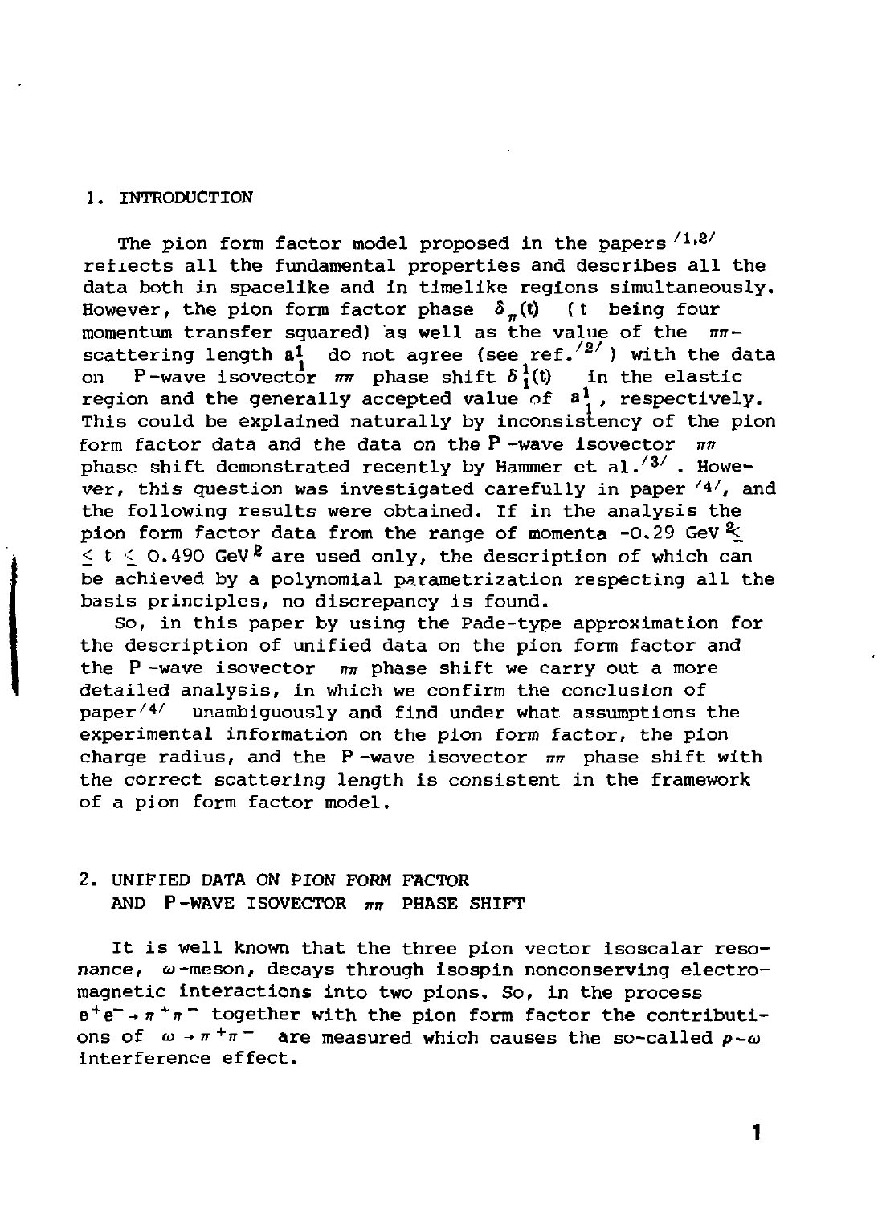## 1. INTRODUCTION

The pion form factor model proposed in the papers [1,2] reflects all the fundamental properties and describes all the data both in spacelike and in timelike regions simultaneously. However, the pion form factor phase $\delta_\pi(t)$ ( $t$ being four momentum transfer squared) as well as the value of the $\pi\pi$-scattering length $a_1^1$ do not agree (see ref. [2] ) with the data on P-wave isovector $\pi\pi$ phase shift $\delta_1^1(t)$ in the elastic region and the generally accepted value of $a_1^1$, respectively. This could be explained naturally by inconsistency of the pion form factor data and the data on the P-wave isovector $\pi\pi$ phase shift demonstrated recently by Hammer et al. [3] . However, this question was investigated carefully in paper [4], and the following results were obtained. If in the analysis the pion form factor data from the range of momenta $-0.29\ \mathrm{GeV}^2 \leq t \leq 0.490\ \mathrm{GeV}^2$ are used only, the description of which can be achieved by a polynomial parametrization respecting all the basis principles, no discrepancy is found.

So, in this paper by using the Pade-type approximation for the description of unified data on the pion form factor and the P-wave isovector $\pi\pi$ phase shift we carry out a more detailed analysis, in which we confirm the conclusion of paper [4] unambiguously and find under what assumptions the experimental information on the pion form factor, the pion charge radius, and the P-wave isovector $\pi\pi$ phase shift with the correct scattering length is consistent in the framework of a pion form factor model.

## 2. UNIFIED DATA ON PION FORM FACTOR AND P-WAVE ISOVECTOR $\pi\pi$ PHASE SHIFT

It is well known that the three pion vector isoscalar resonance, $\omega$-meson, decays through isospin nonconserving electromagnetic interactions into two pions. So, in the process $e^+e^- \to \pi^+\pi^-$ together with the pion form factor the contributions of $\omega \to \pi^+\pi^-$ are measured which causes the so-called $\rho-\omega$ interference effect.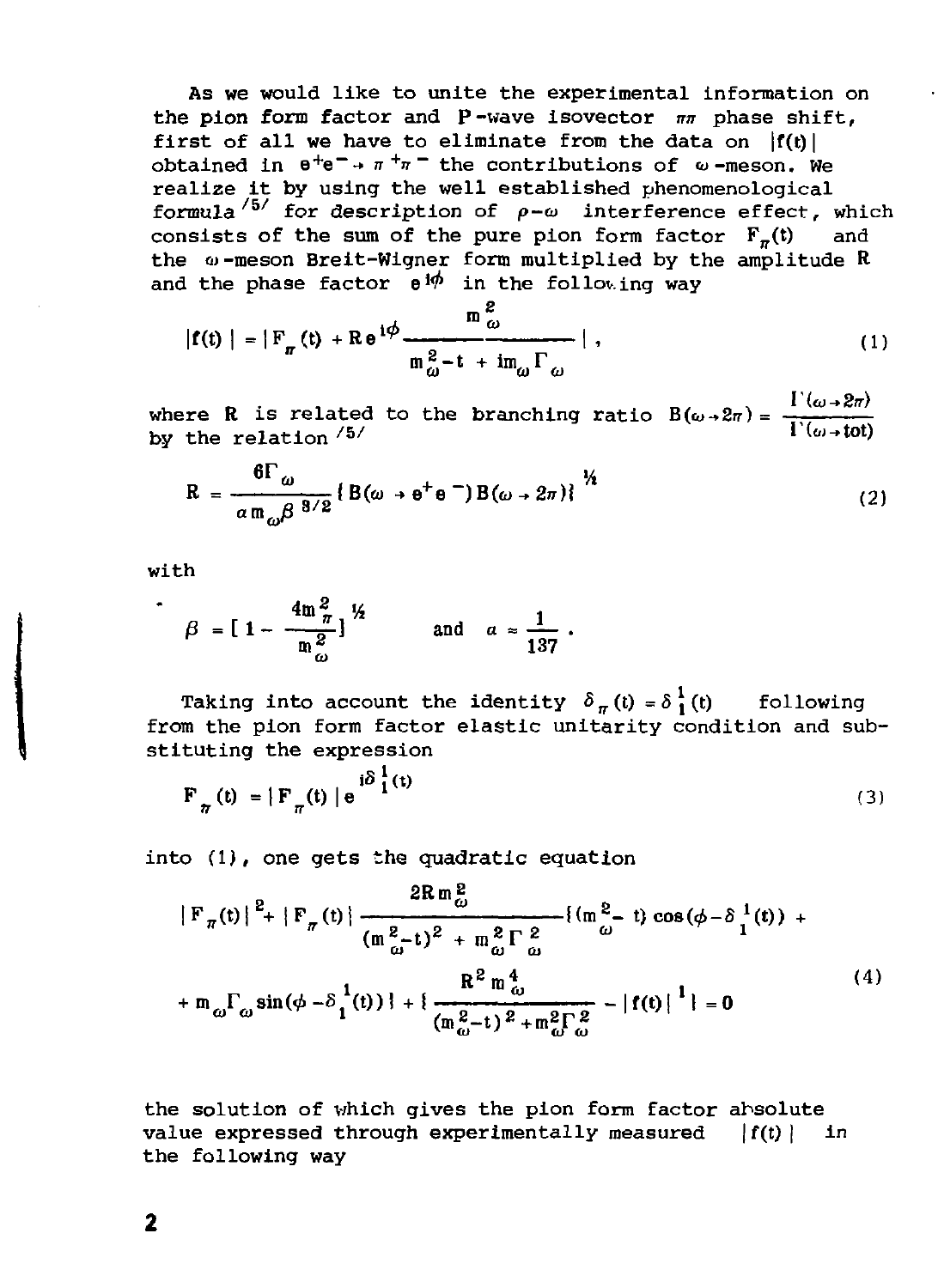As we would like to unite the experimental information on the pion form factor and P-wave isovector $\pi\pi$ phase shift, first of all we have to eliminate from the data on $|f(t)|$ obtained in $e^+e^- \to \pi^+\pi^-$ the contributions of $\omega$-meson. We realize it by using the well established phenomenological formula [5] for description of $\rho-\omega$ interference effect, which consists of the sum of the pure pion form factor $F_\pi(t)$ and the $\omega$-meson Breit-Wigner form multiplied by the amplitude R and the phase factor $e^{i\phi}$ in the following way

$$|f(t)| = |F_\pi(t) + R e^{i\phi} \frac{m_\omega^2}{m_\omega^2 - t + i m_\omega \Gamma_\omega}| , \tag{1}$$

where R is related to the branching ratio $B(\omega \to 2\pi) = \frac{\Gamma(\omega \to 2\pi)}{\Gamma(\omega \to \text{tot})}$ by the relation [5]

$$R = \frac{6\Gamma_\omega}{\alpha m_\omega \beta^{3/2}} \{ B(\omega \to e^+e^-) B(\omega \to 2\pi) \}^{1/2} \tag{2}$$

with

$$\beta = [1 - \frac{4m_\pi^2}{m_\omega^2}]^{1/2} \qquad \text{and} \quad \alpha \approx \frac{1}{137} .$$

Taking into account the identity $\delta_\pi(t) = \delta_1^1(t)$ following from the pion form factor elastic unitarity condition and substituting the expression

$$F_\pi(t) = |F_\pi(t)| e^{i\delta_1^1(t)} \tag{3}$$

into (1), one gets the quadratic equation

$$|F_\pi(t)|^2 + |F_\pi(t)| \frac{2Rm_\omega^2}{(m_\omega^2 - t)^2 + m_\omega^2 \Gamma_\omega^2} \{ (m_\omega^2 - t) \cos(\phi - \delta_1^1(t)) + m_\omega \Gamma_\omega \sin(\phi - \delta_1^1(t)) \} + \{ \frac{R^2 m_\omega^4}{(m_\omega^2 - t)^2 + m_\omega^2 \Gamma_\omega^2} - |f(t)|^1 \} = 0 \tag{4}$$

the solution of which gives the pion form factor absolute value expressed through experimentally measured $|f(t)|$ in the following way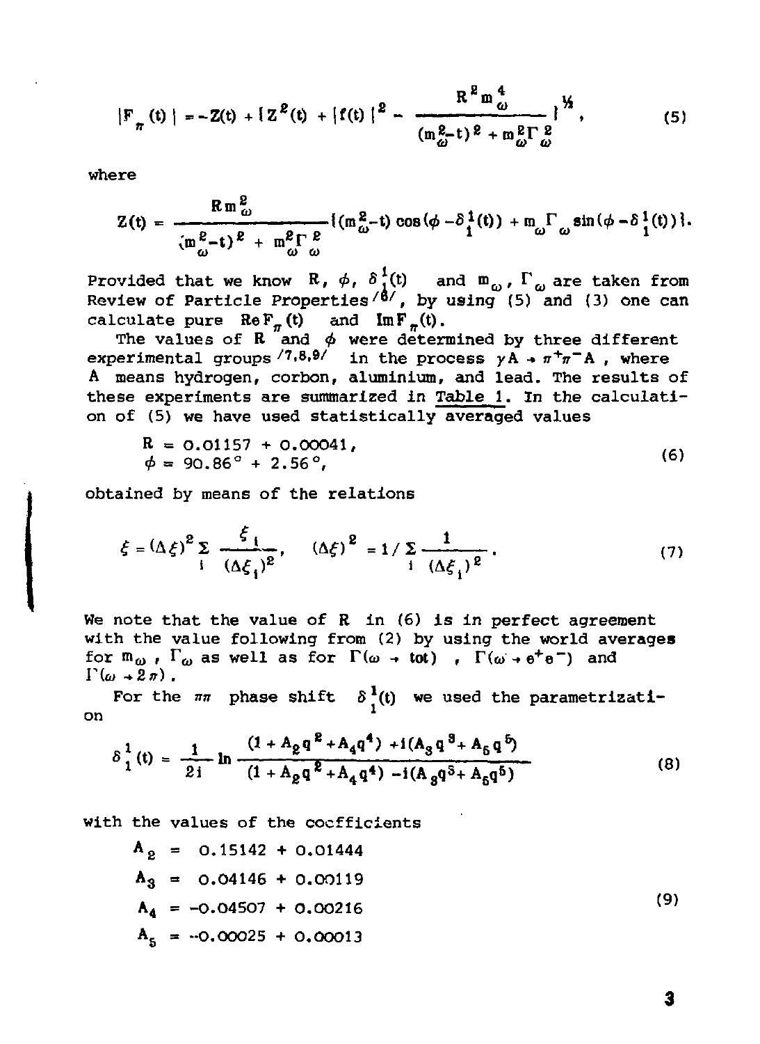$$|F_\pi(t)| = -Z(t) + \{Z^2(t) + |f(t)|^2 - \frac{R^2 m_\omega^4}{(m_\omega^2 - t)^2 + m_\omega^2 \Gamma_\omega^2}\}^{1/2}, \tag{5}$$

where

$$Z(t) = \frac{R m_\omega^2}{(m_\omega^2 - t)^2 + m_\omega^2 \Gamma_\omega^2}\{(m_\omega^2 - t)\cos(\phi - \delta_1^1(t)) + m_\omega \Gamma_\omega \sin(\phi - \delta_1^1(t))\}.$$

Provided that we know $R$, $\phi$, $\delta_1^1(t)$ and $m_\omega$, $\Gamma_\omega$ are taken from Review of Particle Properties [8], by using (5) and (3) one can calculate pure $\mathrm{Re}\, F_\pi(t)$ and $\mathrm{Im}\, F_\pi(t)$.

The values of $R$ and $\phi$ were determined by three different experimental groups [7,8,9] in the process $\gamma A \to \pi^+\pi^- A$, where $A$ means hydrogen, corbon, aluminium, and lead. The results of these experiments are summarized in Table 1. In the calculation of (5) we have used statistically averaged values

$$\begin{aligned} R &= 0.01157 + 0.00041, \\ \phi &= 90.86^\circ + 2.56^\circ, \end{aligned} \tag{6}$$

obtained by means of the relations

$$\xi = (\Delta\xi)^2 \sum_i \frac{\xi_i}{(\Delta\xi_i)^2}, \quad (\Delta\xi)^2 = 1/\sum_i \frac{1}{(\Delta\xi_i)^2}. \tag{7}$$

We note that the value of $R$ in (6) is in perfect agreement with the value following from (2) by using the world averages for $m_\omega$, $\Gamma_\omega$ as well as for $\Gamma(\omega \to \mathrm{tot})$, $\Gamma(\omega \to e^+e^-)$ and $\Gamma(\omega \to 2\pi)$.

For the $\pi\pi$ phase shift $\delta_1^1(t)$ we used the parametrization

$$\delta_1^1(t) = \frac{1}{2i} \ln \frac{(1 + A_2 q^2 + A_4 q^4) + i(A_3 q^3 + A_5 q^5)}{(1 + A_2 q^2 + A_4 q^4) - i(A_3 q^3 + A_5 q^5)} \tag{8}$$

with the values of the coefficients

$$\begin{aligned} A_2 &= 0.15142 + 0.01444 \\ A_3 &= 0.04146 + 0.00119 \\ A_4 &= -0.04507 + 0.00216 \\ A_5 &= -0.00025 + 0.00013 \end{aligned} \tag{9}$$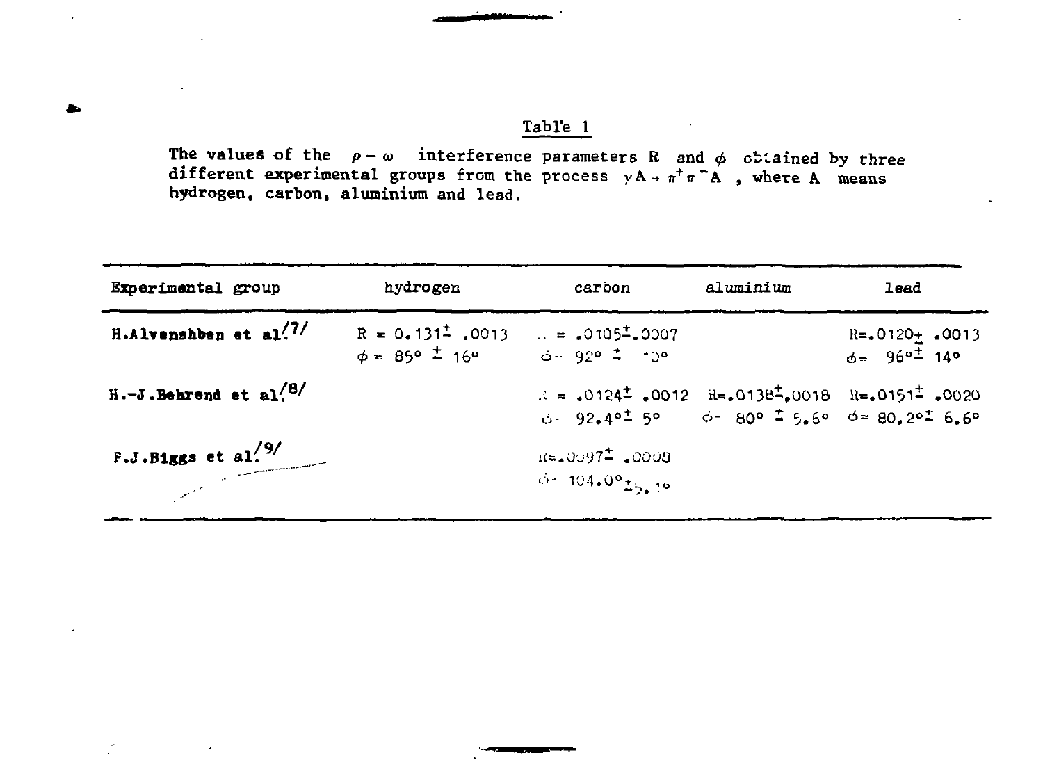## Table 1

The values of the $\rho - \omega$ interference parameters R and $\phi$ obtained by three different experimental groups from the process $\gamma A \to \pi^+ \pi^- A$, where A means hydrogen, carbon, aluminium and lead.

| Experimental group | hydrogen | carbon | aluminium | lead |
|---|---|---|---|---|
| H.Alvenshben et al.[7] | $R = 0.131 \pm .0013$<br>$\phi = 85° \pm 16°$ | $R = .0105 \pm .0007$<br>$\phi = 92° \pm 10°$ | | $R = .0120 \pm .0013$<br>$\phi = 96° \pm 14°$ |
| H.-J.Behrend et al.[8] | | $R = .0124 \pm .0012$<br>$\phi = 92.4° \pm 5°$ | $R = .0138 \pm .0018$<br>$\phi = 80° \pm 5.6°$ | $R = .0151 \pm .0020$<br>$\phi = 80.2° \pm 6.6°$ |
| P.J.Biggs et al.[9] | | $R = .0097 \pm .0008$<br>$\phi = 104.0° \pm 5.1°$ | | |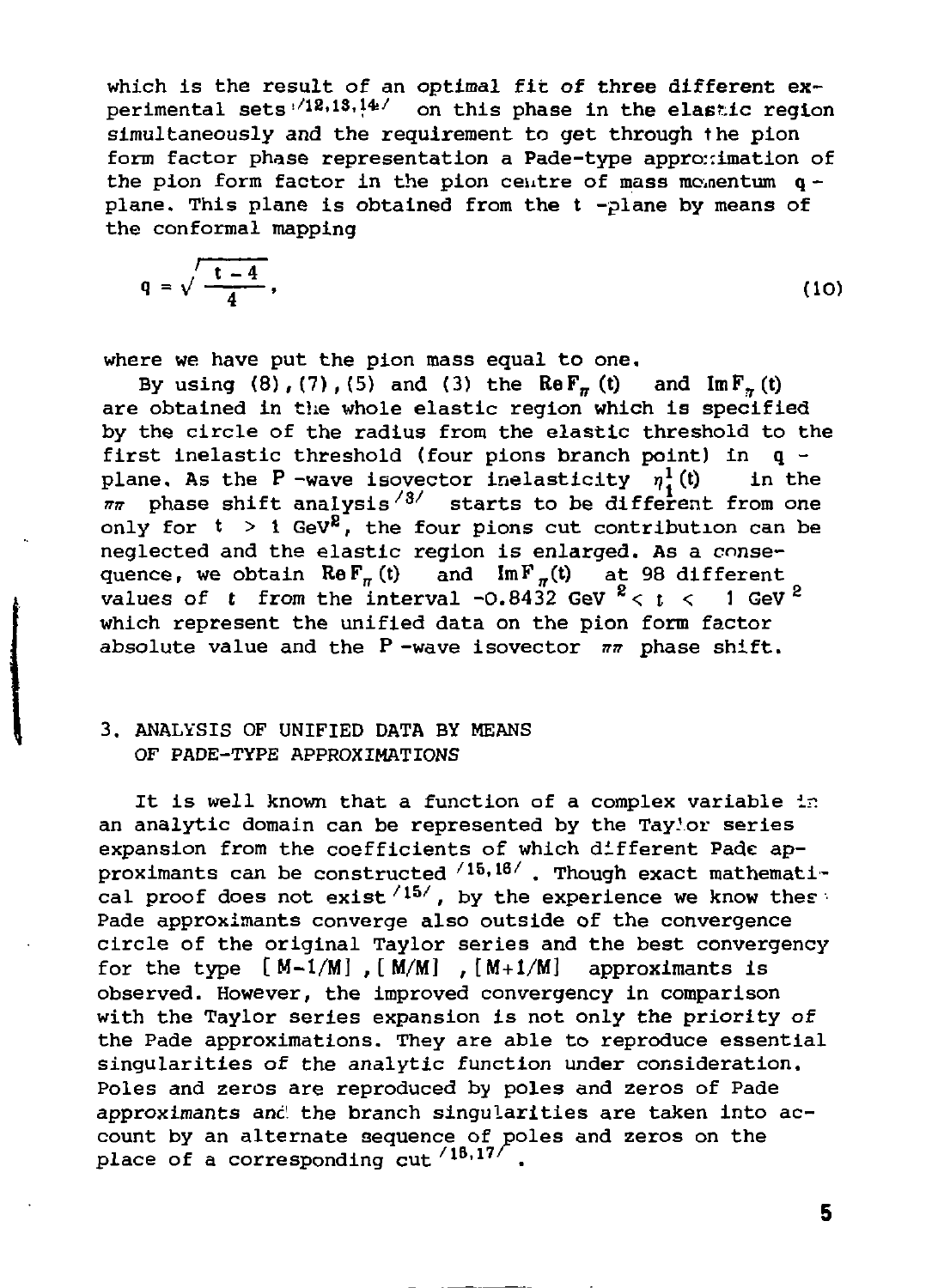which is the result of an optimal fit of three different experimental sets [12,13,14] on this phase in the elastic region simultaneously and the requirement to get through the pion form factor phase representation a Pade-type approximation of the pion form factor in the pion centre of mass momentum $q$-plane. This plane is obtained from the $t$-plane by means of the conformal mapping

$$q = \sqrt{\frac{t-4}{4}}, \tag{10}$$

where we have put the pion mass equal to one.

By using (8), (7), (5) and (3) the $\mathrm{Re}\,F_\pi(t)$ and $\mathrm{Im}\,F_\pi(t)$ are obtained in the whole elastic region which is specified by the circle of the radius from the elastic threshold to the first inelastic threshold (four pions branch point) in $q$-plane. As the P-wave isovector inelasticity $\eta_1^1(t)$ in the $\pi\pi$ phase shift analysis [3] starts to be different from one only for $t > 1$ GeV$^2$, the four pions cut contribution can be neglected and the elastic region is enlarged. As a consequence, we obtain $\mathrm{Re}\,F_\pi(t)$ and $\mathrm{Im}\,F_\pi(t)$ at 98 different values of $t$ from the interval $-0.8432$ GeV$^2 < t < 1$ GeV$^2$ which represent the unified data on the pion form factor absolute value and the P-wave isovector $\pi\pi$ phase shift.

## 3. ANALYSIS OF UNIFIED DATA BY MEANS OF PADE-TYPE APPROXIMATIONS

It is well known that a function of a complex variable in an analytic domain can be represented by the Taylor series expansion from the coefficients of which different Pade approximants can be constructed [15,16]. Though exact mathematical proof does not exist [15], by the experience we know these Pade approximants converge also outside of the convergence circle of the original Taylor series and the best convergency for the type $[M-1/M]$, $[M/M]$, $[M+1/M]$ approximants is observed. However, the improved convergency in comparison with the Taylor series expansion is not only the priority of the Pade approximations. They are able to reproduce essential singularities of the analytic function under consideration. Poles and zeros are reproduced by poles and zeros of Pade approximants and the branch singularities are taken into account by an alternate sequence of poles and zeros on the place of a corresponding cut [16,17].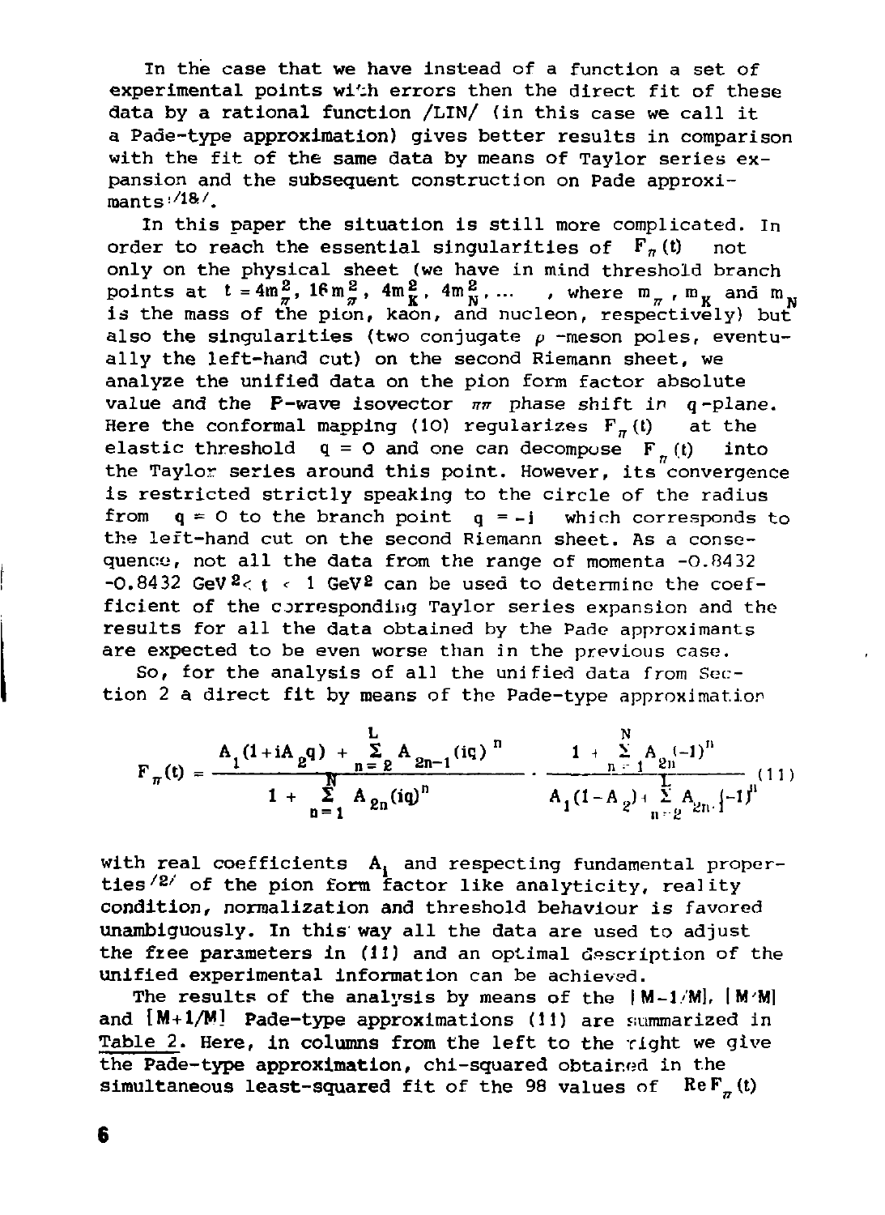In the case that we have instead of a function a set of experimental points with errors then the direct fit of these data by a rational function /LIN/ (in this case we call it a Pade-type approximation) gives better results in comparison with the fit of the same data by means of Taylor series expansion and the subsequent construction on Pade approximants [18].

In this paper the situation is still more complicated. In order to reach the essential singularities of $F_\pi(t)$ not only on the physical sheet (we have in mind threshold branch points at $t = 4m_\pi^2,\ 16m_\pi^2,\ 4m_K^2,\ 4m_N^2, \ldots$ , where $m_\pi$, $m_K$ and $m_N$ is the mass of the pion, kaon, and nucleon, respectively) but also the singularities (two conjugate $\rho$-meson poles, eventually the left-hand cut) on the second Riemann sheet, we analyze the unified data on the pion form factor absolute value and the P-wave isovector $\pi\pi$ phase shift in $q$-plane. Here the conformal mapping (10) regularizes $F_\pi(t)$ at the elastic threshold $q = 0$ and one can decompose $F_\pi(t)$ into the Taylor series around this point. However, its convergence is restricted strictly speaking to the circle of the radius from $q = 0$ to the branch point $q = -i$ which corresponds to the left-hand cut on the second Riemann sheet. As a consequence, not all the data from the range of momenta $-0.8432$ $-0.8432\ \mathrm{GeV}^2 < t < 1\ \mathrm{GeV}^2$ can be used to determine the coefficient of the corresponding Taylor series expansion and the results for all the data obtained by the Pade approximants are expected to be even worse than in the previous case.

So, for the analysis of all the unified data from Section 2 a direct fit by means of the Pade-type approximation

$$F_\pi(t) = \frac{A_1(1+iA_2q) + \sum\limits_{n=2}^{L} A_{2n-1}(iq)^n}{1 + \sum\limits_{n=1}^{N} A_{2n}(iq)^n} \cdot \frac{1 + \sum\limits_{n=1}^{N} A_{2n}(-1)^n}{A_1(1-A_2) + \sum\limits_{n=2}^{L} A_{2n-1}(-1)^n} \qquad (11)$$

with real coefficients $A_i$ and respecting fundamental properties [2] of the pion form factor like analyticity, reality condition, normalization and threshold behaviour is favored unambiguously. In this way all the data are used to adjust the free parameters in (11) and an optimal description of the unified experimental information can be achieved.

The results of the analysis by means of the $[M-1/M]$, $[M/M]$ and $[M+1/M]$ Pade-type approximations (11) are summarized in Table 2. Here, in columns from the left to the right we give the Pade-type approximation, chi-squared obtained in the simultaneous least-squared fit of the 98 values of $\mathrm{Re}\,F_\pi(t)$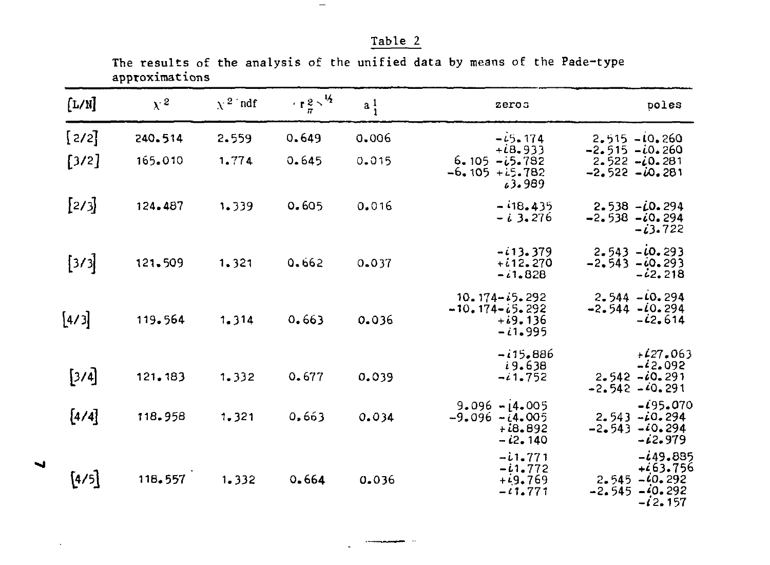Table 2

The results of the analysis of the unified data by means of the Pade-type approximations

| [L/N] | $\chi^2$ | $\chi^2$/ndf | $\langle r_\pi^2 \rangle^{1/2}$ | $a_1^1$ | zeros | poles |
|---|---|---|---|---|---|---|
| [2/2] | 240.514 | 2.559 | 0.649 | 0.006 | $-i5.174$<br>$+i8.933$ | $2.515 - i0.260$<br>$-2.515 - i0.260$ |
| [3/2] | 165.010 | 1.774 | 0.645 | 0.015 | $6.105 - i5.782$<br>$-6.105 + i5.782$<br>$i3.989$ | $2.522 - i0.281$<br>$-2.522 - i0.281$ |
| [2/3] | 124.487 | 1.339 | 0.605 | 0.016 | $-i18.435$<br>$-i3.276$ | $2.538 - i0.294$<br>$-2.538 - i0.294$<br>$-i3.722$ |
| [3/3] | 121.509 | 1.321 | 0.662 | 0.037 | $-i13.379$<br>$+i12.270$<br>$-i1.828$ | $2.543 - i0.293$<br>$-2.543 - i0.293$<br>$-i2.218$ |
| [4/3] | 119.564 | 1.314 | 0.663 | 0.036 | $10.174 - i5.292$<br>$-10.174 - i5.292$<br>$+i9.136$<br>$-i1.995$ | $2.544 - i0.294$<br>$-2.544 - i0.294$<br>$-i2.614$ |
| [3/4] | 121.183 | 1.332 | 0.677 | 0.039 | $-i15.886$<br>$i9.638$<br>$-i1.752$ | $+i27.063$<br>$-i2.092$<br>$2.542 - i0.291$<br>$-2.542 - i0.291$ |
| [4/4] | 118.958 | 1.321 | 0.663 | 0.034 | $9.096 - i4.005$<br>$-9.096 - i4.005$<br>$+i8.892$<br>$-i2.140$ | $-i95.070$<br>$2.543 - i0.294$<br>$-2.543 - i0.294$<br>$-i2.979$ |
| [4/5] | 118.557 | 1.332 | 0.664 | 0.036 | $-i1.771$<br>$-i1.772$<br>$+i9.769$<br>$-i1.771$ | $-i49.885$<br>$+i63.756$<br>$2.545 - i0.292$<br>$-2.545 - i0.292$<br>$-i2.157$ |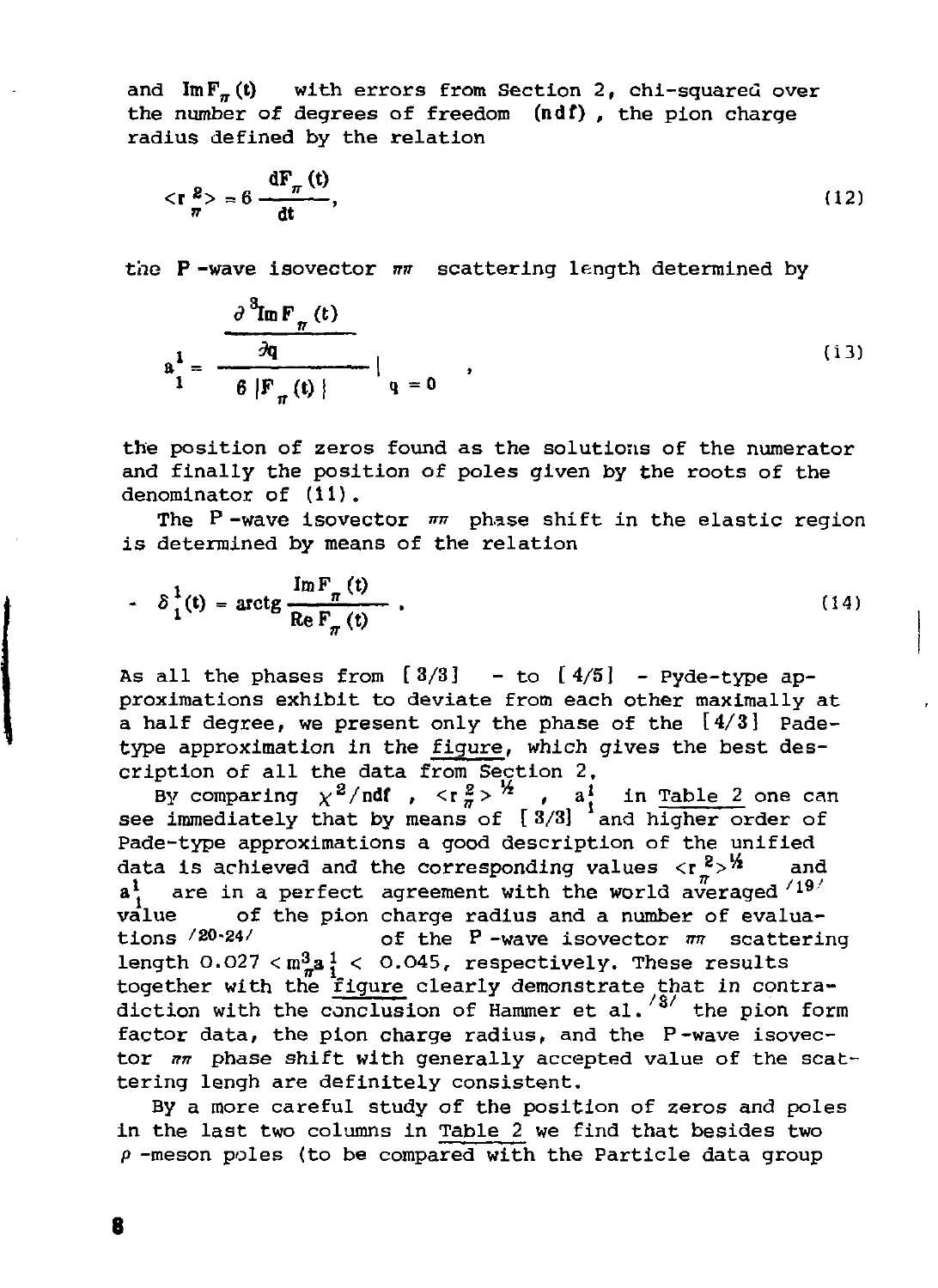and $\text{Im}\,F_\pi(t)$ with errors from Section 2, chi-squared over the number of degrees of freedom (**ndf**), the pion charge radius defined by the relation

$$<r_\pi^2> = 6\,\frac{dF_\pi(t)}{dt}, \tag{12}$$

the **P**-wave isovector $\pi\pi$ scattering length determined by

$$a_1^1 = \left.\frac{\dfrac{\partial^3 \text{Im}\,F_\pi(t)}{\partial q}}{6\,|F_\pi(t)|}\right|_{q=0}, \tag{13}$$

the position of zeros found as the solutions of the numerator and finally the position of poles given by the roots of the denominator of (11).

The P-wave isovector $\pi\pi$ phase shift in the elastic region is determined by means of the relation

$$\delta_1^1(t) = \text{arctg}\,\frac{\text{Im}\,F_\pi(t)}{\text{Re}\,F_\pi(t)}. \tag{14}$$

As all the phases from [3/3] - to [4/5] - Pyde-type approximations exhibit to deviate from each other maximally at a half degree, we present only the phase of the [4/3] Pade-type approximation in the figure, which gives the best description of all the data from Section 2.

By comparing $\chi^2/\text{ndf}$, $<r_\pi^2>^{1/2}$, $a_1^1$ in Table 2 one can see immediately that by means of [3/3] and higher order of Pade-type approximations a good description of the unified data is achieved and the corresponding values $<r_\pi^2>^{1/2}$ and $a_1^1$ are in a perfect agreement with the world averaged /19/ value of the pion charge radius and a number of evaluations /20-24/ of the P-wave isovector $\pi\pi$ scattering length $0.027 < m_\pi^3 a_1^1 < 0.045$, respectively. These results together with the figure clearly demonstrate that in contradiction with the conclusion of Hammer et al. /8/ the pion form factor data, the pion charge radius, and the P-wave isovector $\pi\pi$ phase shift with generally accepted value of the scattering lengh are definitely consistent.

By a more careful study of the position of zeros and poles in the last two columns in Table 2 we find that besides two $\rho$-meson poles (to be compared with the Particle data group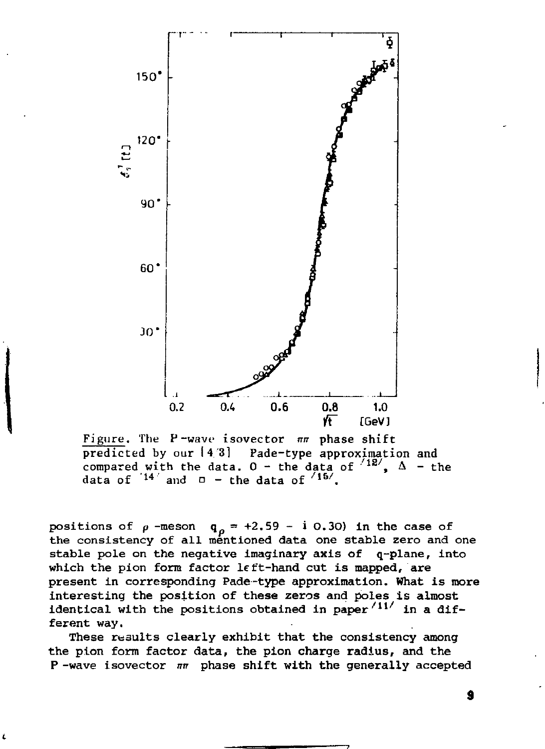Figure. The P-wave isovector $\pi\pi$ phase shift predicted by our [4,3] Pade-type approximation and compared with the data. O - the data of [12], $\Delta$ - the data of [14] and $\square$ - the data of [15].

positions of $\rho$-meson $q_\rho = +2.59 - i\,0.30$) in the case of the consistency of all mentioned data one stable zero and one stable pole on the negative imaginary axis of q-plane, into which the pion form factor left-hand cut is mapped, are present in corresponding Pade-type approximation. What is more interesting the position of these zeros and poles is almost identical with the positions obtained in paper [11] in a different way.

These results clearly exhibit that the consistency among the pion form factor data, the pion charge radius, and the P-wave isovector $\pi\pi$ phase shift with the generally accepted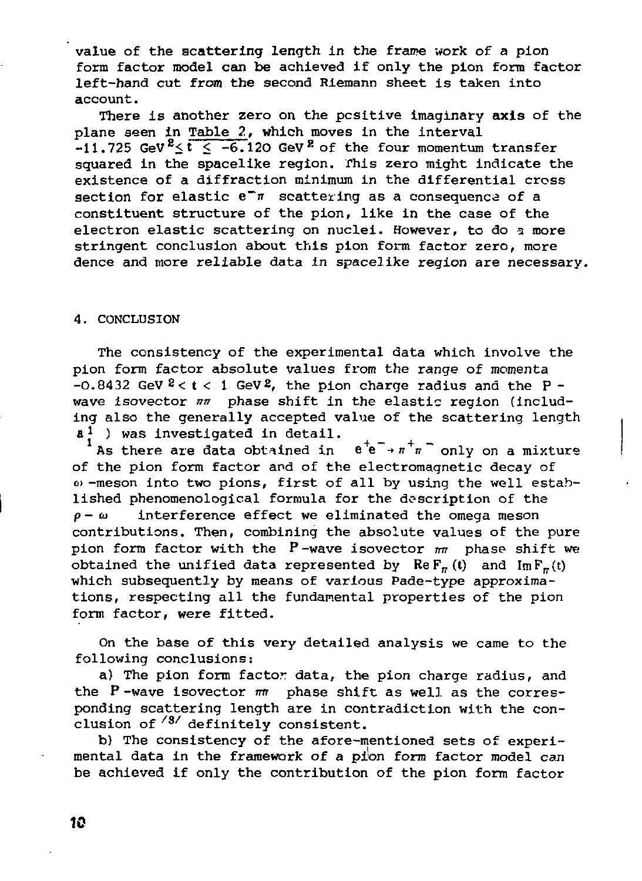value of the scattering length in the frame work of a pion form factor model can be achieved if only the pion form factor left-hand cut from the second Riemann sheet is taken into account.

There is another zero on the positive imaginary axis of the plane seen in Table 2, which moves in the interval $-11.725\ \mathrm{GeV}^2 \leq t \leq -6.120\ \mathrm{GeV}^2$ of the four momentum transfer squared in the spacelike region. This zero might indicate the existence of a diffraction minimum in the differential cross section for elastic $e^- \pi$ scattering as a consequence of a constituent structure of the pion, like in the case of the electron elastic scattering on nuclei. However, to do a more stringent conclusion about this pion form factor zero, more dence and more reliable data in spacelike region are necessary.

## 4. CONCLUSION

The consistency of the experimental data which involve the pion form factor absolute values from the range of momenta $-0.8432\ \mathrm{GeV}^2 < t < 1\ \mathrm{GeV}^2$, the pion charge radius and the P-wave isovector $\pi\pi$ phase shift in the elastic region (including also the generally accepted value of the scattering length $a_1^1$ ) was investigated in detail.

As there are data obtained in $e^+e^- \to \pi^+\pi^-$ only on a mixture of the pion form factor and of the electromagnetic decay of $\omega$-meson into two pions, first of all by using the well established phenomenological formula for the description of the $\rho - \omega$ interference effect we eliminated the omega meson contributions. Then, combining the absolute values of the pure pion form factor with the P-wave isovector $\pi\pi$ phase shift we obtained the unified data represented by $\mathrm{Re}\,F_\pi(t)$ and $\mathrm{Im}\,F_\pi(t)$ which subsequently by means of various Pade-type approximations, respecting all the fundamental properties of the pion form factor, were fitted.

On the base of this very detailed analysis we came to the following conclusions:

a) The pion form factor data, the pion charge radius, and the P-wave isovector $\pi\pi$ phase shift as well as the corresponding scattering length are in contradiction with the conclusion of /8/ definitely consistent.

b) The consistency of the afore-mentioned sets of experimental data in the framework of a pion form factor model can be achieved if only the contribution of the pion form factor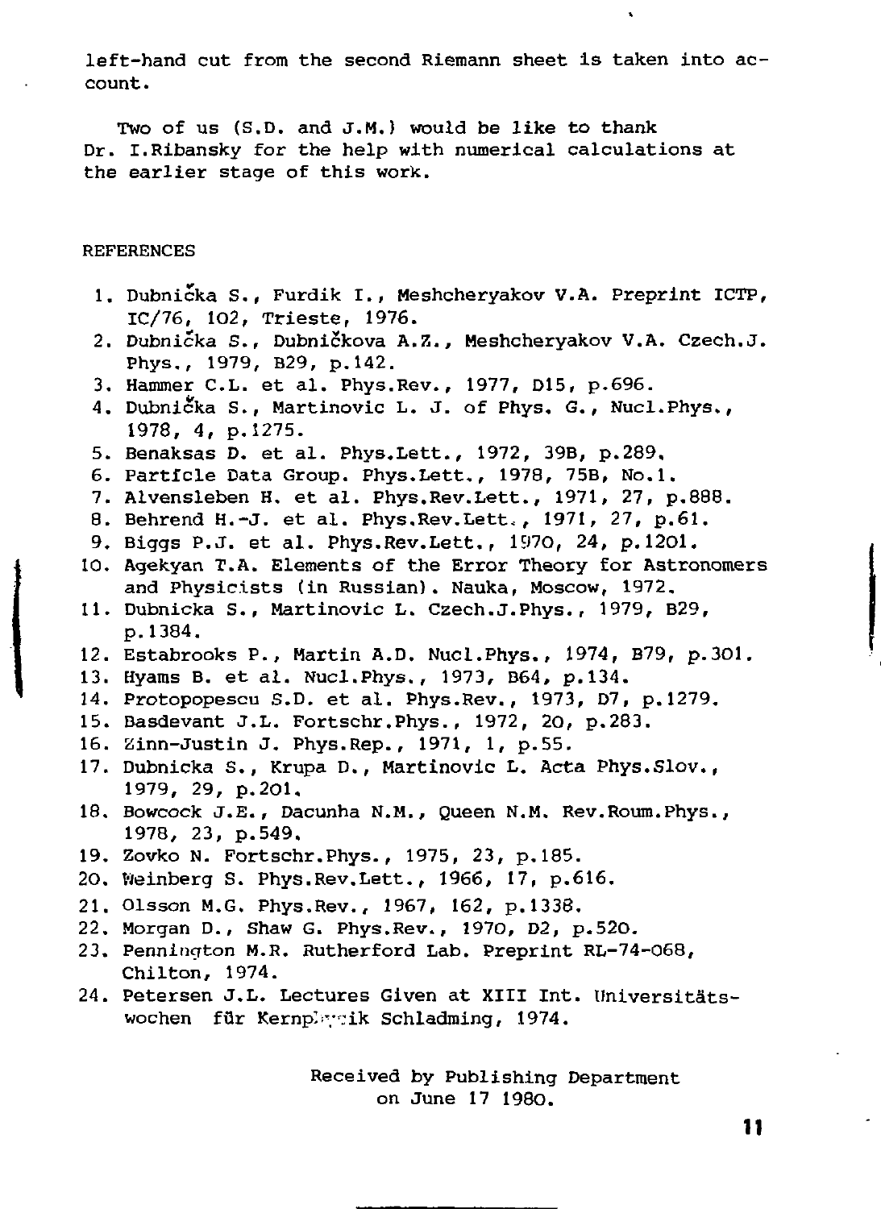left-hand cut from the second Riemann sheet is taken into account.

Two of us (S.D. and J.M.) would be like to thank Dr. I.Ribansky for the help with numerical calculations at the earlier stage of this work.

REFERENCES

1. Dubnička S., Furdik I., Meshcheryakov V.A. Preprint ICTP, IC/76, 102, Trieste, 1976.
2. Dubnička S., Dubničkova A.Z., Meshcheryakov V.A. Czech.J. Phys., 1979, B29, p.142.
3. Hammer C.L. et al. Phys.Rev., 1977, D15, p.696.
4. Dubnička S., Martinovic L. J. of Phys. G., Nucl.Phys., 1978, 4, p.1275.
5. Benaksas D. et al. Phys.Lett., 1972, 39B, p.289.
6. Particle Data Group. Phys.Lett., 1978, 75B, No.1.
7. Alvensleben H. et al. Phys.Rev.Lett., 1971, 27, p.888.
8. Behrend H.-J. et al. Phys.Rev.Lett., 1971, 27, p.61.
9. Biggs P.J. et al. Phys.Rev.Lett., 1970, 24, p.1201.
10. Agekyan T.A. Elements of the Error Theory for Astronomers and Physicists (in Russian). Nauka, Moscow, 1972.
11. Dubnicka S., Martinovic L. Czech.J.Phys., 1979, B29, p.1384.
12. Estabrooks P., Martin A.D. Nucl.Phys., 1974, B79, p.301.
13. Hyams B. et al. Nucl.Phys., 1973, B64, p.134.
14. Protopopescu S.D. et al. Phys.Rev., 1973, D7, p.1279.
15. Basdevant J.L. Fortschr.Phys., 1972, 20, p.283.
16. Zinn-Justin J. Phys.Rep., 1971, 1, p.55.
17. Dubnicka S., Krupa D., Martinovic L. Acta Phys.Slov., 1979, 29, p.201.
18. Bowcock J.E., Dacunha N.M., Queen N.M. Rev.Roum.Phys., 1978, 23, p.549.
19. Zovko N. Fortschr.Phys., 1975, 23, p.185.
20. Weinberg S. Phys.Rev.Lett., 1966, 17, p.616.
21. Olsson M.G. Phys.Rev., 1967, 162, p.1338.
22. Morgan D., Shaw G. Phys.Rev., 1970, D2, p.520.
23. Pennington M.R. Rutherford Lab. Preprint RL-74-068, Chilton, 1974.
24. Petersen J.L. Lectures Given at XIII Int. Universitätswochen für Kernphysik Schladming, 1974.

Received by Publishing Department on June 17 1980.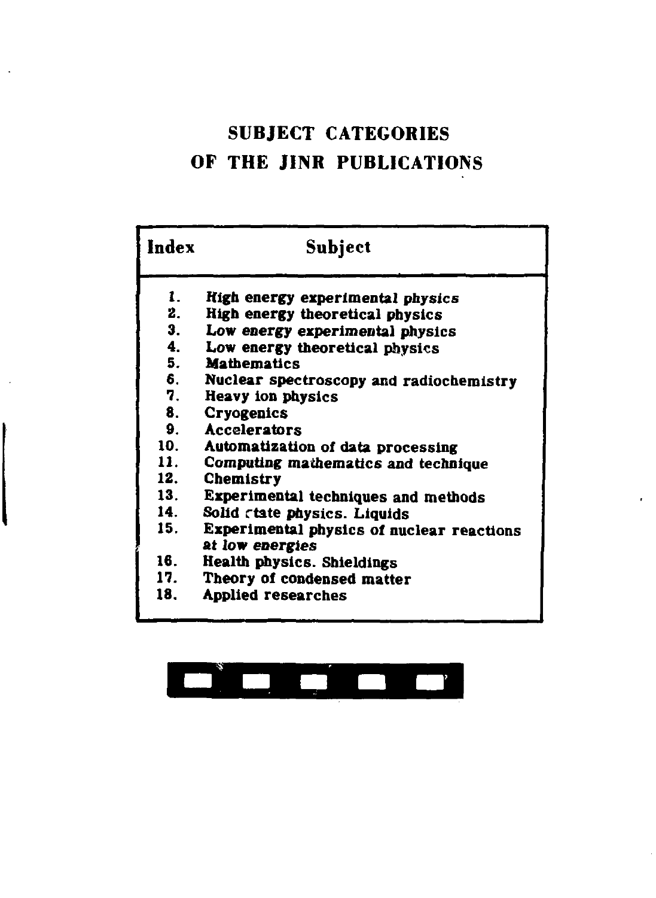# SUBJECT CATEGORIES OF THE JINR PUBLICATIONS

| Index | Subject |
|---|---|
| 1. | High energy experimental physics |
| 2. | High energy theoretical physics |
| 3. | Low energy experimental physics |
| 4. | Low energy theoretical physics |
| 5. | Mathematics |
| 6. | Nuclear spectroscopy and radiochemistry |
| 7. | Heavy ion physics |
| 8. | Cryogenics |
| 9. | Accelerators |
| 10. | Automatization of data processing |
| 11. | Computing mathematics and technique |
| 12. | Chemistry |
| 13. | Experimental techniques and methods |
| 14. | Solid state physics. Liquids |
| 15. | Experimental physics of nuclear reactions at low energies |
| 16. | Health physics. Shieldings |
| 17. | Theory of condensed matter |
| 18. | Applied researches |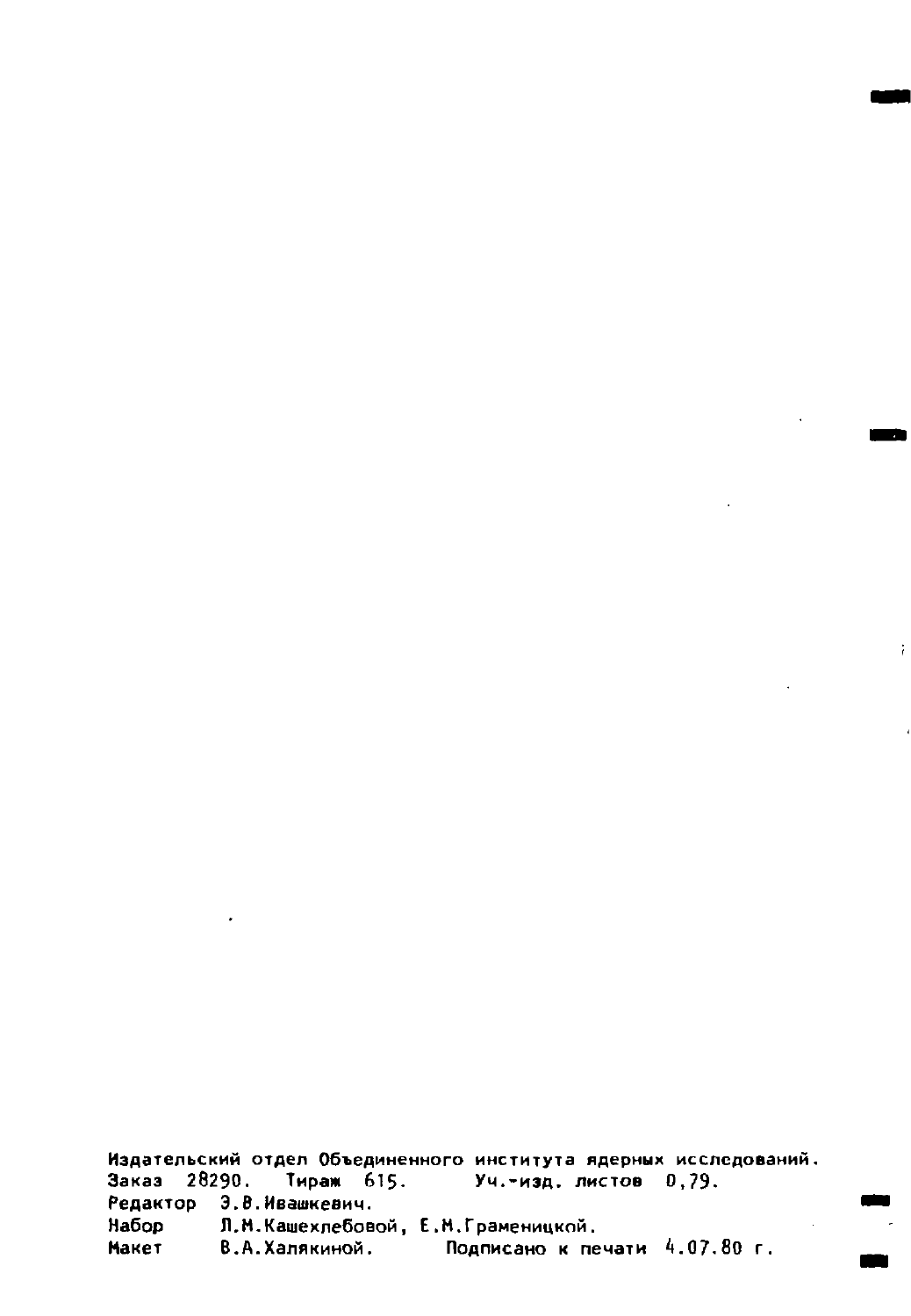Издательский отдел Объединенного института ядерных исследований.
Заказ 28290. Тираж 615. Уч.-изд. листов 0,79.
Редактор Э.В.Ивашкевич.
Набор Л.М.Кашехлебовой, Е.М.Граменицкой.
Макет В.А.Халякиной. Подписано к печати 4.07.80 г.